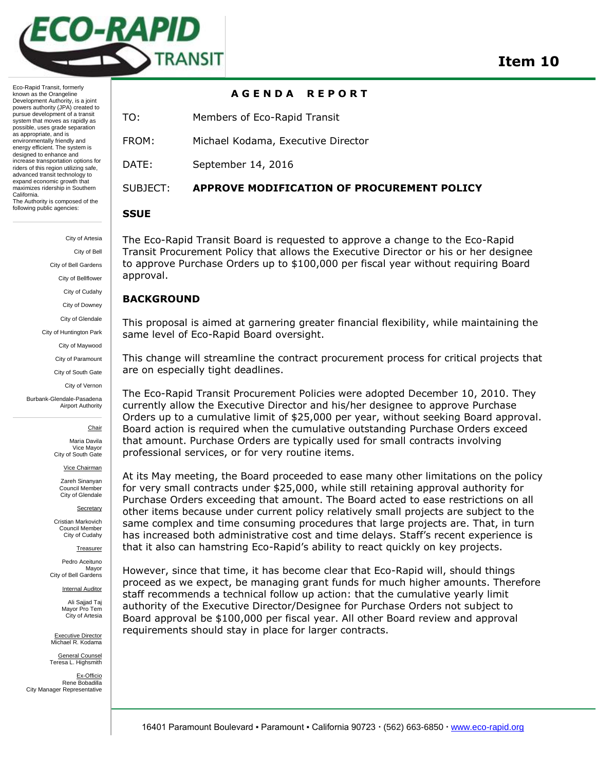# Item 10

Eco-Rapid Transit, formerly known as the Orangeline Development Authority, is a joint powers authority (JPA) created to pursue development of a transit system that moves as rapidly as possible, uses grade separation as appropriate, and is environmentally friendly and energy efficient. The system is designed to enhance and increase transportation options for riders of this region utilizing safe, advanced transit technology to expand economic growth that maximizes ridership in Southern California.

The Authority is composed of the following public agencies:

City of Artesia
City of Bell
City of Bell Gardens
City of Bellflower
City of Cudahy
City of Downey
City of Glendale
City of Huntington Park
City of Maywood
City of Paramount
City of South Gate
City of Vernon
Burbank-Glendale-Pasadena Airport Authority

Chair
Maria Davila
Vice Mayor
City of South Gate

Vice Chairman
Zareh Sinanyan
Council Member
City of Glendale

Secretary
Cristian Markovich
Council Member
City of Cudahy

Treasurer
Pedro Aceituno
Mayor
City of Bell Gardens

Internal Auditor
Ali Sajjad Taj
Mayor Pro Tem
City of Artesia

Executive Director
Michael R. Kodama

General Counsel
Teresa L. Highsmith

Ex-Officio
Rene Bobadilla
City Manager Representative

## AGENDA REPORT

TO: Members of Eco-Rapid Transit

FROM: Michael Kodama, Executive Director

DATE: September 14, 2016

SUBJECT: **APPROVE MODIFICATION OF PROCUREMENT POLICY**

**SSUE**

The Eco-Rapid Transit Board is requested to approve a change to the Eco-Rapid Transit Procurement Policy that allows the Executive Director or his or her designee to approve Purchase Orders up to $100,000 per fiscal year without requiring Board approval.

**BACKGROUND**

This proposal is aimed at garnering greater financial flexibility, while maintaining the same level of Eco-Rapid Board oversight.

This change will streamline the contract procurement process for critical projects that are on especially tight deadlines.

The Eco-Rapid Transit Procurement Policies were adopted December 10, 2010. They currently allow the Executive Director and his/her designee to approve Purchase Orders up to a cumulative limit of $25,000 per year, without seeking Board approval. Board action is required when the cumulative outstanding Purchase Orders exceed that amount. Purchase Orders are typically used for small contracts involving professional services, or for very routine items.

At its May meeting, the Board proceeded to ease many other limitations on the policy for very small contracts under $25,000, while still retaining approval authority for Purchase Orders exceeding that amount. The Board acted to ease restrictions on all other items because under current policy relatively small projects are subject to the same complex and time consuming procedures that large projects are. That, in turn has increased both administrative cost and time delays. Staff's recent experience is that it also can hamstring Eco-Rapid's ability to react quickly on key projects.

However, since that time, it has become clear that Eco-Rapid will, should things proceed as we expect, be managing grant funds for much higher amounts. Therefore staff recommends a technical follow up action: that the cumulative yearly limit authority of the Executive Director/Designee for Purchase Orders not subject to Board approval be $100,000 per fiscal year. All other Board review and approval requirements should stay in place for larger contracts.

16401 Paramount Boulevard ▪ Paramount ▪ California 90723 · (562) 663-6850 · www.eco-rapid.org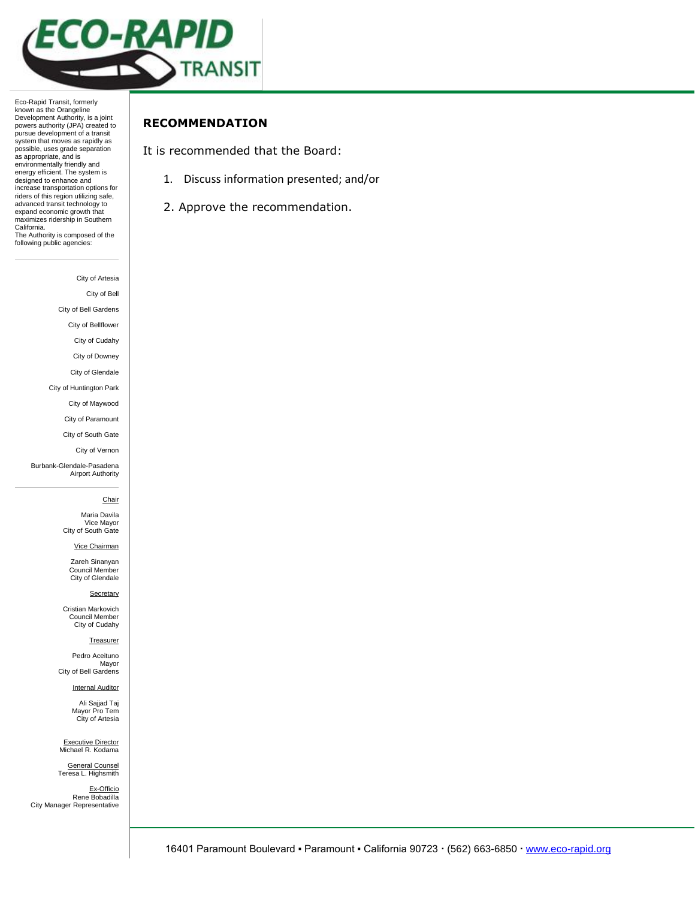ECO-RAPID TRANSIT

Eco-Rapid Transit, formerly known as the Orangeline Development Authority, is a joint powers authority (JPA) created to pursue development of a transit system that moves as rapidly as possible, uses grade separation as appropriate, and is environmentally friendly and energy efficient. The system is designed to enhance and increase transportation options for riders of this region utilizing safe, advanced transit technology to expand economic growth that maximizes ridership in Southern California.
The Authority is composed of the following public agencies:

City of Artesia
City of Bell
City of Bell Gardens
City of Bellflower
City of Cudahy
City of Downey
City of Glendale
City of Huntington Park
City of Maywood
City of Paramount
City of South Gate
City of Vernon
Burbank-Glendale-Pasadena Airport Authority

Chair
Maria Davila
Vice Mayor
City of South Gate

Vice Chairman
Zareh Sinanyan
Council Member
City of Glendale

Secretary
Cristian Markovich
Council Member
City of Cudahy

Treasurer
Pedro Aceituno
Mayor
City of Bell Gardens

Internal Auditor
Ali Sajjad Taj
Mayor Pro Tem
City of Artesia

Executive Director
Michael R. Kodama

General Counsel
Teresa L. Highsmith

Ex-Officio
Rene Bobadilla
City Manager Representative

## RECOMMENDATION

It is recommended that the Board:

1. Discuss information presented; and/or

2. Approve the recommendation.

16401 Paramount Boulevard ▪ Paramount ▪ California 90723 · (562) 663-6850 · www.eco-rapid.org